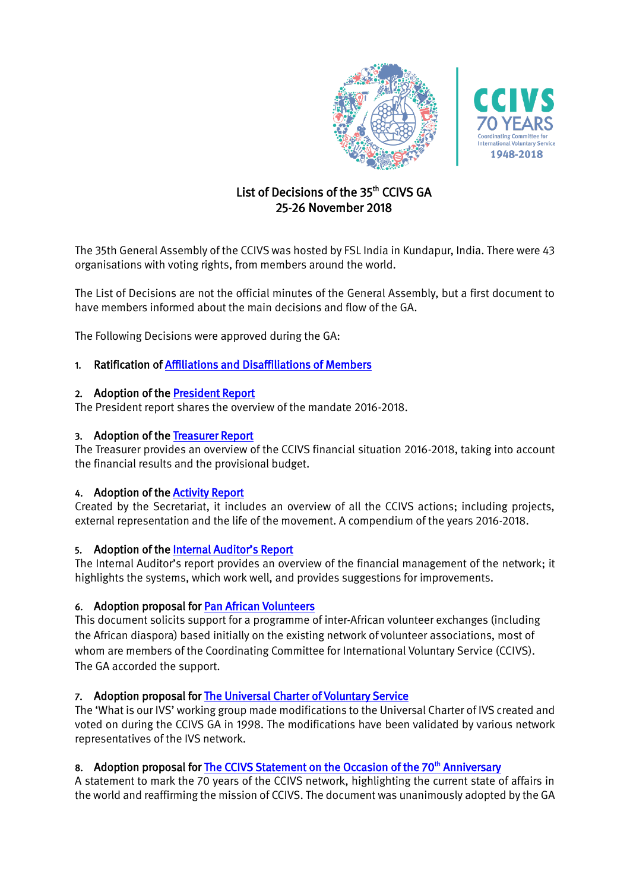# List of Decisions of the 35th CCIVS GA
## 25-26 November 2018

The 35th General Assembly of the CCIVS was hosted by FSL India in Kundapur, India. There were 43 organisations with voting rights, from members around the world.

The List of Decisions are not the official minutes of the General Assembly, but a first document to have members informed about the main decisions and flow of the GA.

The Following Decisions were approved during the GA:

1. **Ratification of Affiliations and Disaffiliations of Members**

2. **Adoption of the President Report**

The President report shares the overview of the mandate 2016-2018.

3. **Adoption of the Treasurer Report**

The Treasurer provides an overview of the CCIVS financial situation 2016-2018, taking into account the financial results and the provisional budget.

4. **Adoption of the Activity Report**

Created by the Secretariat, it includes an overview of all the CCIVS actions; including projects, external representation and the life of the movement. A compendium of the years 2016-2018.

5. **Adoption of the Internal Auditor's Report**

The Internal Auditor's report provides an overview of the financial management of the network; it highlights the systems, which work well, and provides suggestions for improvements.

6. **Adoption proposal for Pan African Volunteers**

This document solicits support for a programme of inter-African volunteer exchanges (including the African diaspora) based initially on the existing network of volunteer associations, most of whom are members of the Coordinating Committee for International Voluntary Service (CCIVS). The GA accorded the support.

7. **Adoption proposal for The Universal Charter of Voluntary Service**

The 'What is our IVS' working group made modifications to the Universal Charter of IVS created and voted on during the CCIVS GA in 1998. The modifications have been validated by various network representatives of the IVS network.

8. **Adoption proposal for The CCIVS Statement on the Occasion of the 70th Anniversary**

A statement to mark the 70 years of the CCIVS network, highlighting the current state of affairs in the world and reaffirming the mission of CCIVS. The document was unanimously adopted by the GA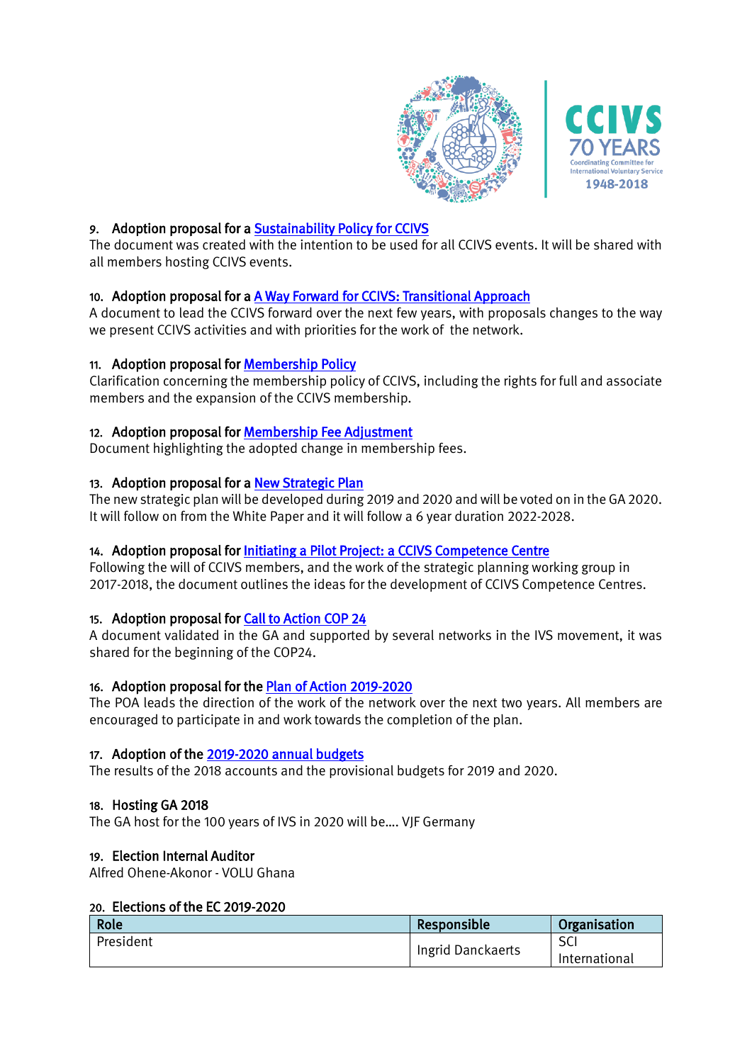9. **Adoption proposal for a Sustainability Policy for CCIVS**
The document was created with the intention to be used for all CCIVS events. It will be shared with all members hosting CCIVS events.

10. **Adoption proposal for a A Way Forward for CCIVS: Transitional Approach**
A document to lead the CCIVS forward over the next few years, with proposals changes to the way we present CCIVS activities and with priorities for the work of the network.

11. **Adoption proposal for Membership Policy**
Clarification concerning the membership policy of CCIVS, including the rights for full and associate members and the expansion of the CCIVS membership.

12. **Adoption proposal for Membership Fee Adjustment**
Document highlighting the adopted change in membership fees.

13. **Adoption proposal for a New Strategic Plan**
The new strategic plan will be developed during 2019 and 2020 and will be voted on in the GA 2020. It will follow on from the White Paper and it will follow a 6 year duration 2022-2028.

14. **Adoption proposal for Initiating a Pilot Project: a CCIVS Competence Centre**
Following the will of CCIVS members, and the work of the strategic planning working group in 2017-2018, the document outlines the ideas for the development of CCIVS Competence Centres.

15. **Adoption proposal for Call to Action COP 24**
A document validated in the GA and supported by several networks in the IVS movement, it was shared for the beginning of the COP24.

16. **Adoption proposal for the Plan of Action 2019-2020**
The POA leads the direction of the work of the network over the next two years. All members are encouraged to participate in and work towards the completion of the plan.

17. **Adoption of the 2019-2020 annual budgets**
The results of the 2018 accounts and the provisional budgets for 2019 and 2020.

18. **Hosting GA 2018**
The GA host for the 100 years of IVS in 2020 will be…. VJF Germany

19. **Election Internal Auditor**
Alfred Ohene-Akonor - VOLU Ghana

20. **Elections of the EC 2019-2020**

| Role | Responsible | Organisation |
|---|---|---|
| President | Ingrid Danckaerts | SCI International |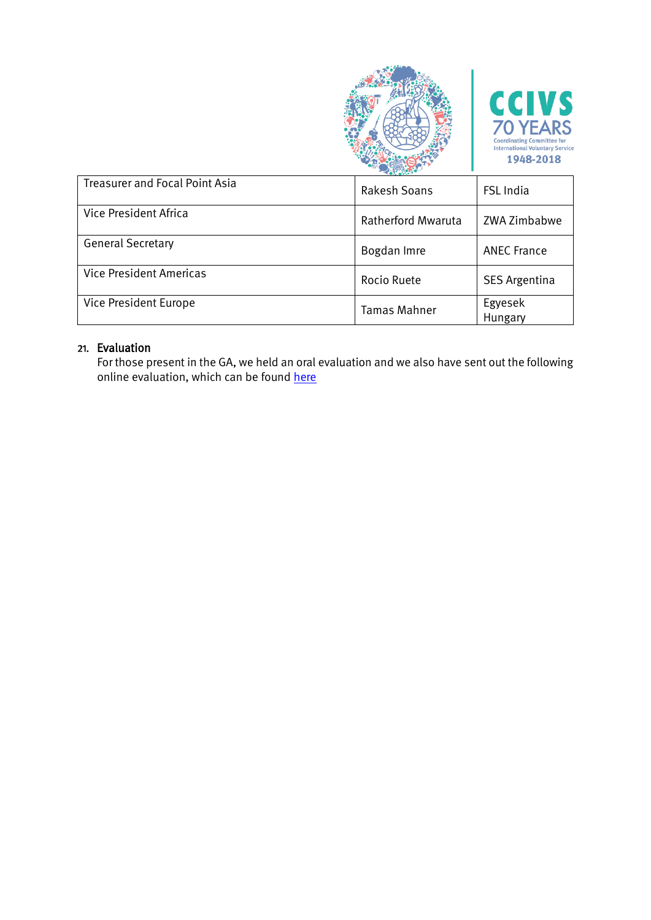| | | |
|---|---|---|
| Treasurer and Focal Point Asia | Rakesh Soans | FSL India |
| Vice President Africa | Ratherford Mwaruta | ZWA Zimbabwe |
| General Secretary | Bogdan Imre | ANEC France |
| Vice President Americas | Rocio Ruete | SES Argentina |
| Vice President Europe | Tamas Mahner | Egyesek Hungary |

21. **Evaluation**

For those present in the GA, we held an oral evaluation and we also have sent out the following online evaluation, which can be found here